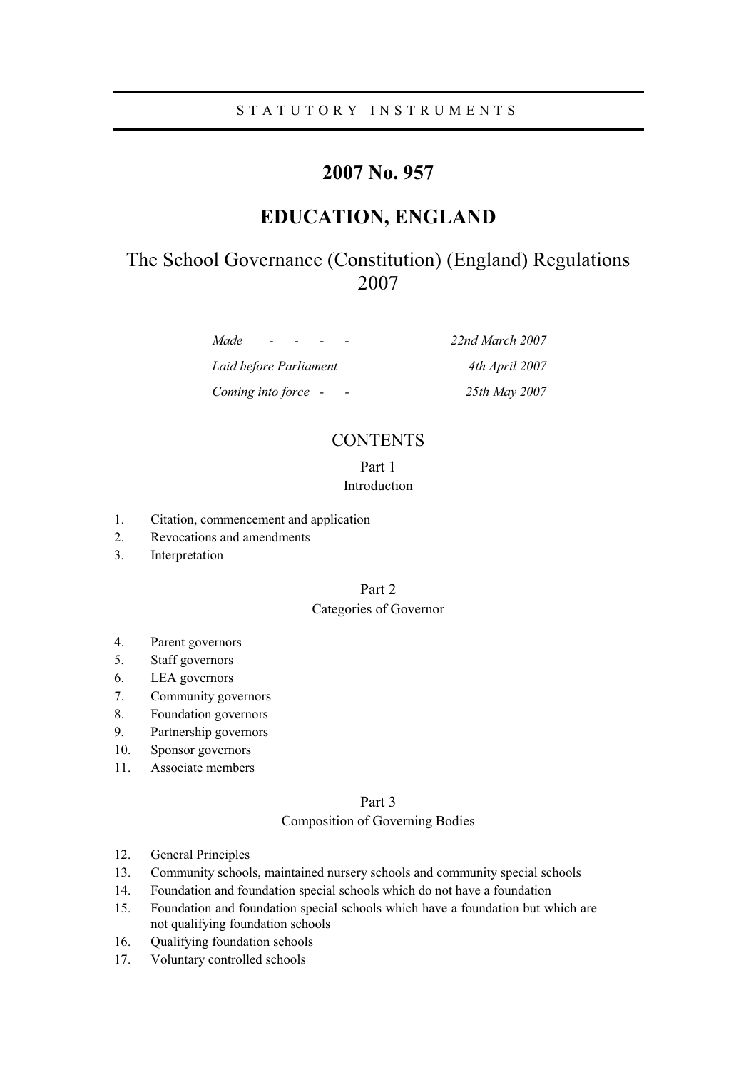STATUTORY INSTRUMENTS

# 2007 No. 957

# EDUCATION, ENGLAND

## The School Governance (Constitution) (England) Regulations 2007

| | |
|---|---|
| *Made - - - -* | *22nd March 2007* |
| *Laid before Parliament* | *4th April 2007* |
| *Coming into force - -* | *25th May 2007* |

## CONTENTS

### Part 1
### Introduction

1. Citation, commencement and application
2. Revocations and amendments
3. Interpretation

### Part 2
### Categories of Governor

4. Parent governors
5. Staff governors
6. LEA governors
7. Community governors
8. Foundation governors
9. Partnership governors
10. Sponsor governors
11. Associate members

### Part 3
### Composition of Governing Bodies

12. General Principles
13. Community schools, maintained nursery schools and community special schools
14. Foundation and foundation special schools which do not have a foundation
15. Foundation and foundation special schools which have a foundation but which are not qualifying foundation schools
16. Qualifying foundation schools
17. Voluntary controlled schools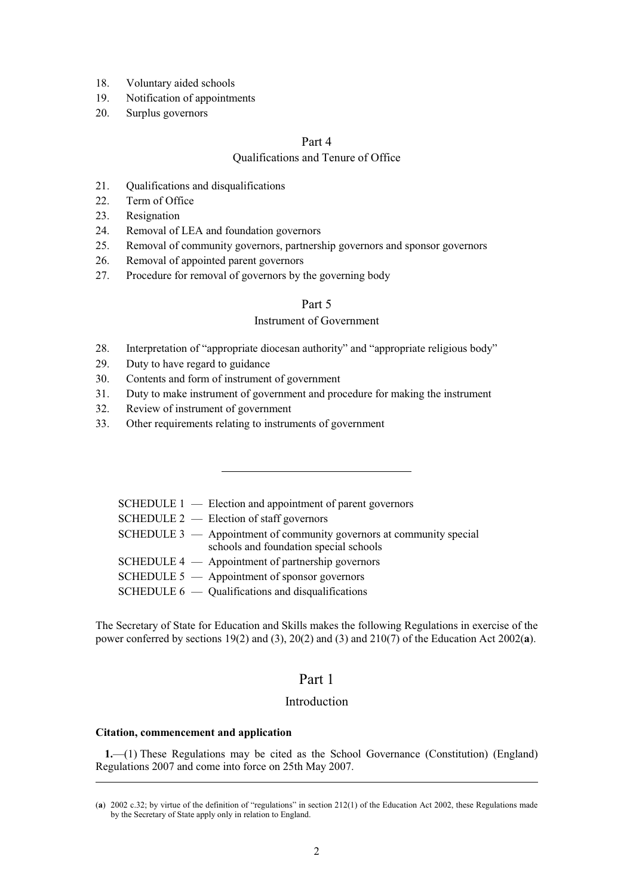18. Voluntary aided schools
19. Notification of appointments
20. Surplus governors

Part 4

Qualifications and Tenure of Office

21. Qualifications and disqualifications
22. Term of Office
23. Resignation
24. Removal of LEA and foundation governors
25. Removal of community governors, partnership governors and sponsor governors
26. Removal of appointed parent governors
27. Procedure for removal of governors by the governing body

Part 5

Instrument of Government

28. Interpretation of "appropriate diocesan authority" and "appropriate religious body"
29. Duty to have regard to guidance
30. Contents and form of instrument of government
31. Duty to make instrument of government and procedure for making the instrument
32. Review of instrument of government
33. Other requirements relating to instruments of government

---

SCHEDULE 1 — Election and appointment of parent governors
SCHEDULE 2 — Election of staff governors
SCHEDULE 3 — Appointment of community governors at community special schools and foundation special schools
SCHEDULE 4 — Appointment of partnership governors
SCHEDULE 5 — Appointment of sponsor governors
SCHEDULE 6 — Qualifications and disqualifications

The Secretary of State for Education and Skills makes the following Regulations in exercise of the power conferred by sections 19(2) and (3), 20(2) and (3) and 210(7) of the Education Act 2002(**a**).

# Part 1

## Introduction

### Citation, commencement and application

**1.**—(1) These Regulations may be cited as the School Governance (Constitution) (England) Regulations 2007 and come into force on 25th May 2007.

---

(**a**) 2002 c.32; by virtue of the definition of "regulations" in section 212(1) of the Education Act 2002, these Regulations made by the Secretary of State apply only in relation to England.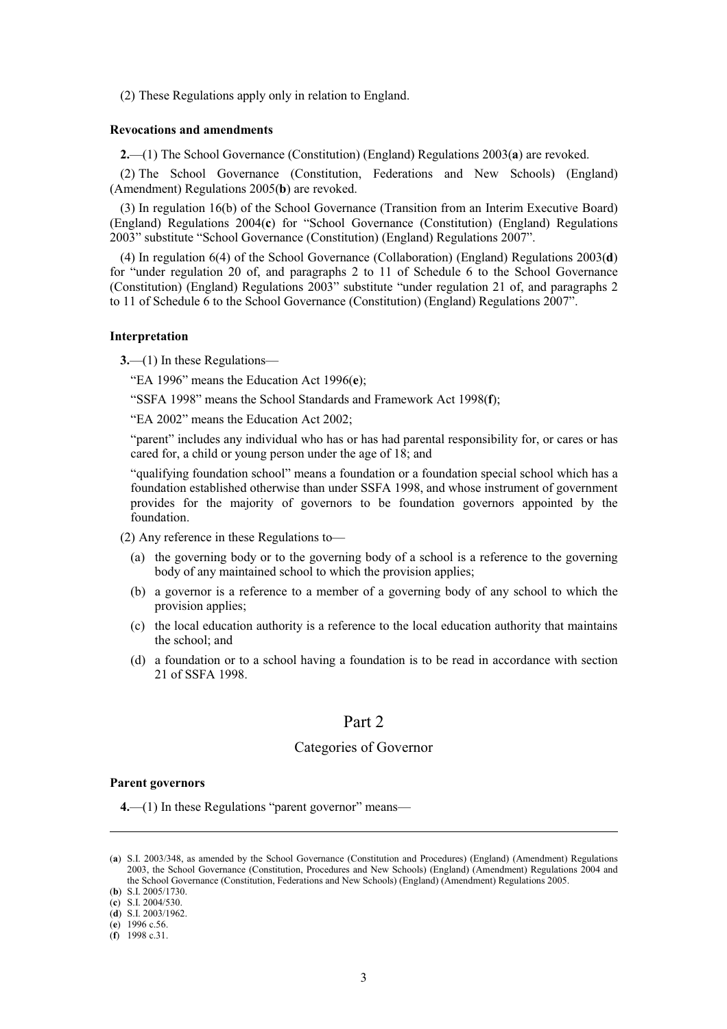(2) These Regulations apply only in relation to England.

**Revocations and amendments**

**2.**—(1) The School Governance (Constitution) (England) Regulations 2003(**a**) are revoked.

(2) The School Governance (Constitution, Federations and New Schools) (England) (Amendment) Regulations 2005(**b**) are revoked.

(3) In regulation 16(b) of the School Governance (Transition from an Interim Executive Board) (England) Regulations 2004(**c**) for "School Governance (Constitution) (England) Regulations 2003" substitute "School Governance (Constitution) (England) Regulations 2007".

(4) In regulation 6(4) of the School Governance (Collaboration) (England) Regulations 2003(**d**) for "under regulation 20 of, and paragraphs 2 to 11 of Schedule 6 to the School Governance (Constitution) (England) Regulations 2003" substitute "under regulation 21 of, and paragraphs 2 to 11 of Schedule 6 to the School Governance (Constitution) (England) Regulations 2007".

**Interpretation**

**3.**—(1) In these Regulations—

"EA 1996" means the Education Act 1996(**e**);

"SSFA 1998" means the School Standards and Framework Act 1998(**f**);

"EA 2002" means the Education Act 2002;

"parent" includes any individual who has or has had parental responsibility for, or cares or has cared for, a child or young person under the age of 18; and

"qualifying foundation school" means a foundation or a foundation special school which has a foundation established otherwise than under SSFA 1998, and whose instrument of government provides for the majority of governors to be foundation governors appointed by the foundation.

(2) Any reference in these Regulations to—

(a) the governing body or to the governing body of a school is a reference to the governing body of any maintained school to which the provision applies;

(b) a governor is a reference to a member of a governing body of any school to which the provision applies;

(c) the local education authority is a reference to the local education authority that maintains the school; and

(d) a foundation or to a school having a foundation is to be read in accordance with section 21 of SSFA 1998.

## Part 2

### Categories of Governor

**Parent governors**

**4.**—(1) In these Regulations "parent governor" means—

---

(**a**) S.I. 2003/348, as amended by the School Governance (Constitution and Procedures) (England) (Amendment) Regulations 2003, the School Governance (Constitution, Procedures and New Schools) (England) (Amendment) Regulations 2004 and the School Governance (Constitution, Federations and New Schools) (England) (Amendment) Regulations 2005.

(**b**) S.I. 2005/1730.

(**c**) S.I. 2004/530.

(**d**) S.I. 2003/1962.

(**e**) 1996 c.56.

(**f**) 1998 c.31.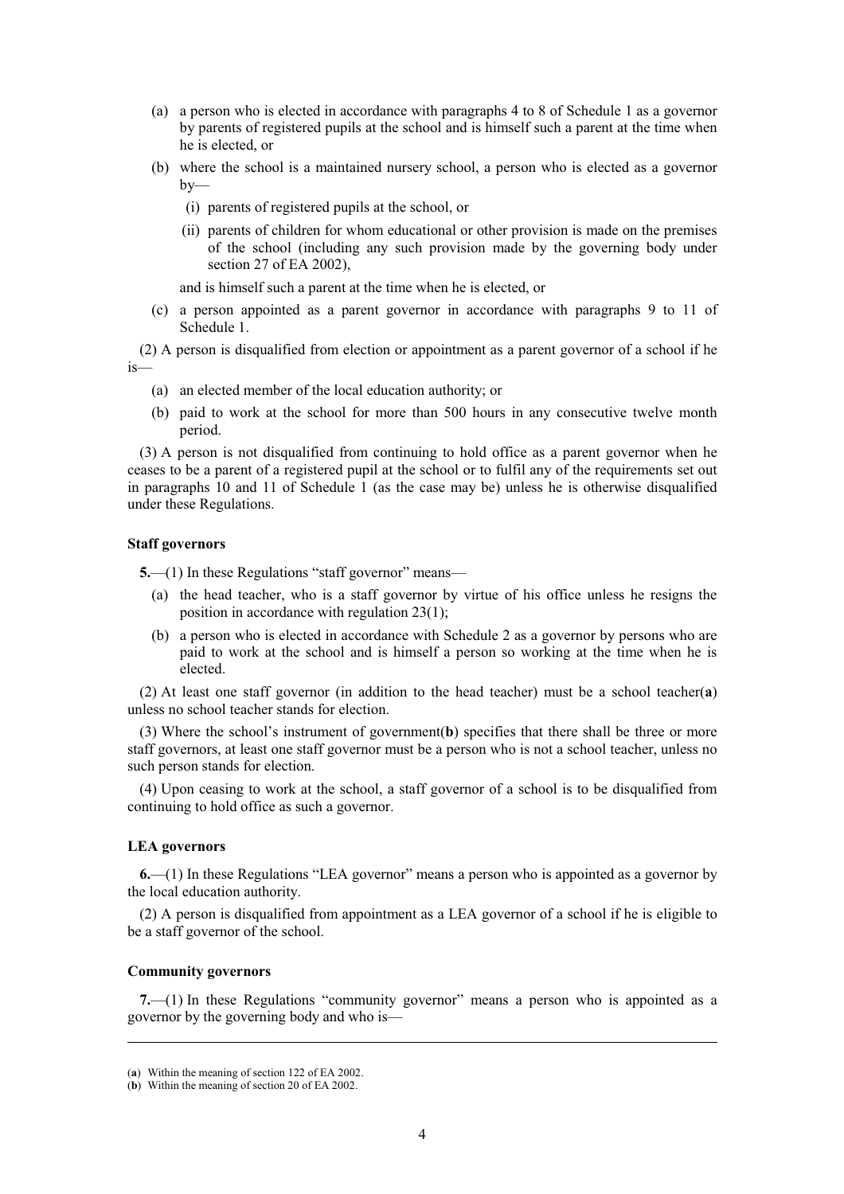(a) a person who is elected in accordance with paragraphs 4 to 8 of Schedule 1 as a governor by parents of registered pupils at the school and is himself such a parent at the time when he is elected, or

(b) where the school is a maintained nursery school, a person who is elected as a governor by—

   (i) parents of registered pupils at the school, or

   (ii) parents of children for whom educational or other provision is made on the premises of the school (including any such provision made by the governing body under section 27 of EA 2002),

   and is himself such a parent at the time when he is elected, or

(c) a person appointed as a parent governor in accordance with paragraphs 9 to 11 of Schedule 1.

(2) A person is disqualified from election or appointment as a parent governor of a school if he is—

(a) an elected member of the local education authority; or

(b) paid to work at the school for more than 500 hours in any consecutive twelve month period.

(3) A person is not disqualified from continuing to hold office as a parent governor when he ceases to be a parent of a registered pupil at the school or to fulfil any of the requirements set out in paragraphs 10 and 11 of Schedule 1 (as the case may be) unless he is otherwise disqualified under these Regulations.

**Staff governors**

**5.**—(1) In these Regulations "staff governor" means—

(a) the head teacher, who is a staff governor by virtue of his office unless he resigns the position in accordance with regulation 23(1);

(b) a person who is elected in accordance with Schedule 2 as a governor by persons who are paid to work at the school and is himself a person so working at the time when he is elected.

(2) At least one staff governor (in addition to the head teacher) must be a school teacher(**a**) unless no school teacher stands for election.

(3) Where the school's instrument of government(**b**) specifies that there shall be three or more staff governors, at least one staff governor must be a person who is not a school teacher, unless no such person stands for election.

(4) Upon ceasing to work at the school, a staff governor of a school is to be disqualified from continuing to hold office as such a governor.

**LEA governors**

**6.**—(1) In these Regulations "LEA governor" means a person who is appointed as a governor by the local education authority.

(2) A person is disqualified from appointment as a LEA governor of a school if he is eligible to be a staff governor of the school.

**Community governors**

**7.**—(1) In these Regulations "community governor" means a person who is appointed as a governor by the governing body and who is—

---

(**a**) Within the meaning of section 122 of EA 2002.
(**b**) Within the meaning of section 20 of EA 2002.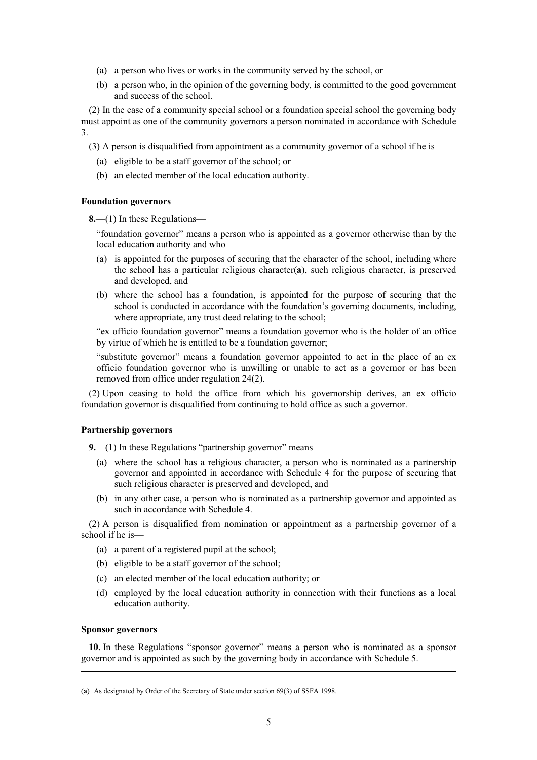(a) a person who lives or works in the community served by the school, or

(b) a person who, in the opinion of the governing body, is committed to the good government and success of the school.

(2) In the case of a community special school or a foundation special school the governing body must appoint as one of the community governors a person nominated in accordance with Schedule 3.

(3) A person is disqualified from appointment as a community governor of a school if he is—

(a) eligible to be a staff governor of the school; or

(b) an elected member of the local education authority.

**Foundation governors**

**8.**—(1) In these Regulations—

"foundation governor" means a person who is appointed as a governor otherwise than by the local education authority and who—

(a) is appointed for the purposes of securing that the character of the school, including where the school has a particular religious character(**a**), such religious character, is preserved and developed, and

(b) where the school has a foundation, is appointed for the purpose of securing that the school is conducted in accordance with the foundation's governing documents, including, where appropriate, any trust deed relating to the school;

"ex officio foundation governor" means a foundation governor who is the holder of an office by virtue of which he is entitled to be a foundation governor;

"substitute governor" means a foundation governor appointed to act in the place of an ex officio foundation governor who is unwilling or unable to act as a governor or has been removed from office under regulation 24(2).

(2) Upon ceasing to hold the office from which his governorship derives, an ex officio foundation governor is disqualified from continuing to hold office as such a governor.

**Partnership governors**

**9.**—(1) In these Regulations "partnership governor" means—

(a) where the school has a religious character, a person who is nominated as a partnership governor and appointed in accordance with Schedule 4 for the purpose of securing that such religious character is preserved and developed, and

(b) in any other case, a person who is nominated as a partnership governor and appointed as such in accordance with Schedule 4.

(2) A person is disqualified from nomination or appointment as a partnership governor of a school if he is—

(a) a parent of a registered pupil at the school;

(b) eligible to be a staff governor of the school;

(c) an elected member of the local education authority; or

(d) employed by the local education authority in connection with their functions as a local education authority.

**Sponsor governors**

**10.** In these Regulations "sponsor governor" means a person who is nominated as a sponsor governor and is appointed as such by the governing body in accordance with Schedule 5.

---

(**a**) As designated by Order of the Secretary of State under section 69(3) of SSFA 1998.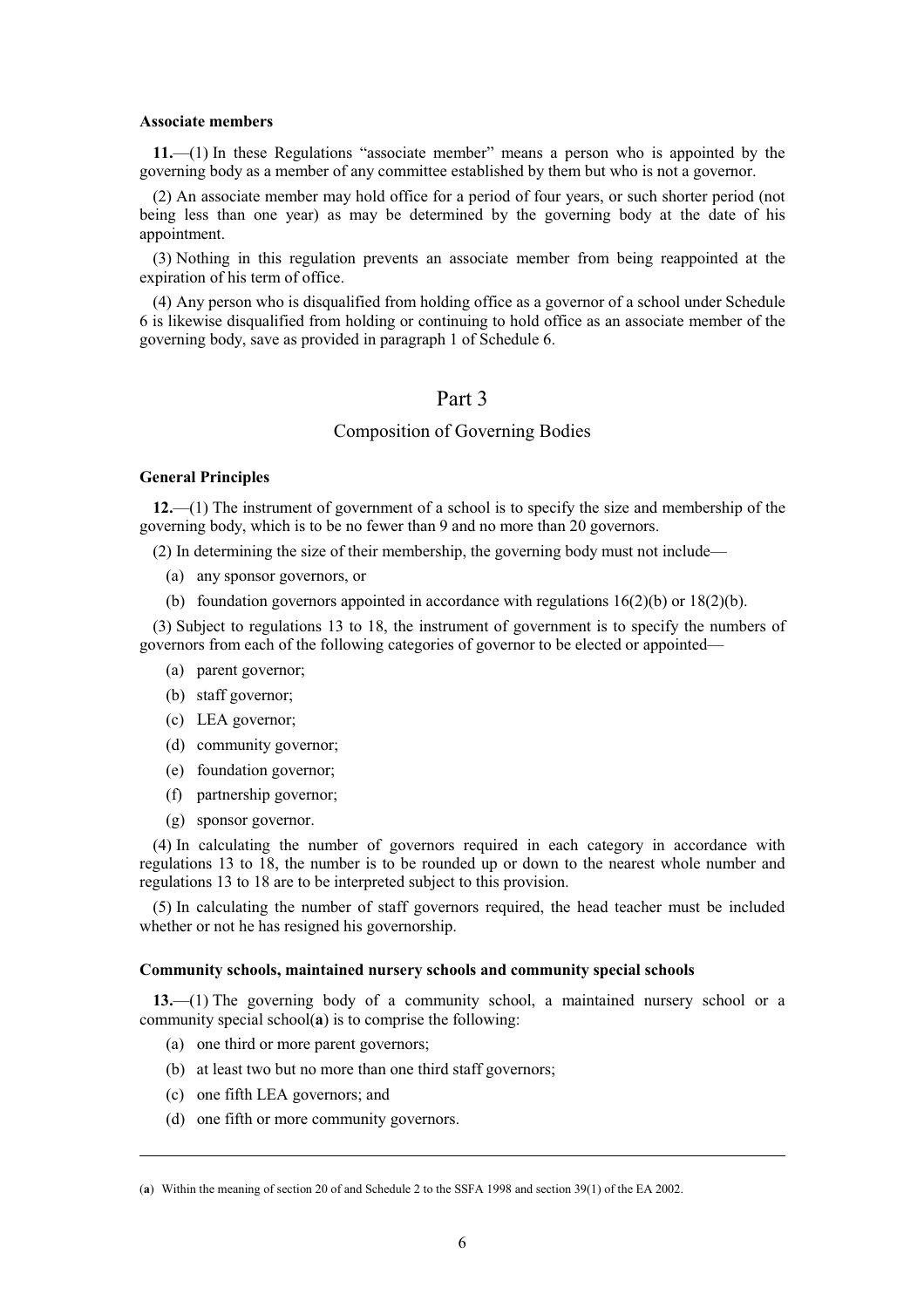**Associate members**

**11.**—(1) In these Regulations "associate member" means a person who is appointed by the governing body as a member of any committee established by them but who is not a governor.

(2) An associate member may hold office for a period of four years, or such shorter period (not being less than one year) as may be determined by the governing body at the date of his appointment.

(3) Nothing in this regulation prevents an associate member from being reappointed at the expiration of his term of office.

(4) Any person who is disqualified from holding office as a governor of a school under Schedule 6 is likewise disqualified from holding or continuing to hold office as an associate member of the governing body, save as provided in paragraph 1 of Schedule 6.

## Part 3

## Composition of Governing Bodies

**General Principles**

**12.**—(1) The instrument of government of a school is to specify the size and membership of the governing body, which is to be no fewer than 9 and no more than 20 governors.

(2) In determining the size of their membership, the governing body must not include—

(a) any sponsor governors, or

(b) foundation governors appointed in accordance with regulations 16(2)(b) or 18(2)(b).

(3) Subject to regulations 13 to 18, the instrument of government is to specify the numbers of governors from each of the following categories of governor to be elected or appointed—

(a) parent governor;

(b) staff governor;

(c) LEA governor;

(d) community governor;

(e) foundation governor;

(f) partnership governor;

(g) sponsor governor.

(4) In calculating the number of governors required in each category in accordance with regulations 13 to 18, the number is to be rounded up or down to the nearest whole number and regulations 13 to 18 are to be interpreted subject to this provision.

(5) In calculating the number of staff governors required, the head teacher must be included whether or not he has resigned his governorship.

**Community schools, maintained nursery schools and community special schools**

**13.**—(1) The governing body of a community school, a maintained nursery school or a community special school(**a**) is to comprise the following:

(a) one third or more parent governors;

(b) at least two but no more than one third staff governors;

(c) one fifth LEA governors; and

(d) one fifth or more community governors.

---

(**a**) Within the meaning of section 20 of and Schedule 2 to the SSFA 1998 and section 39(1) of the EA 2002.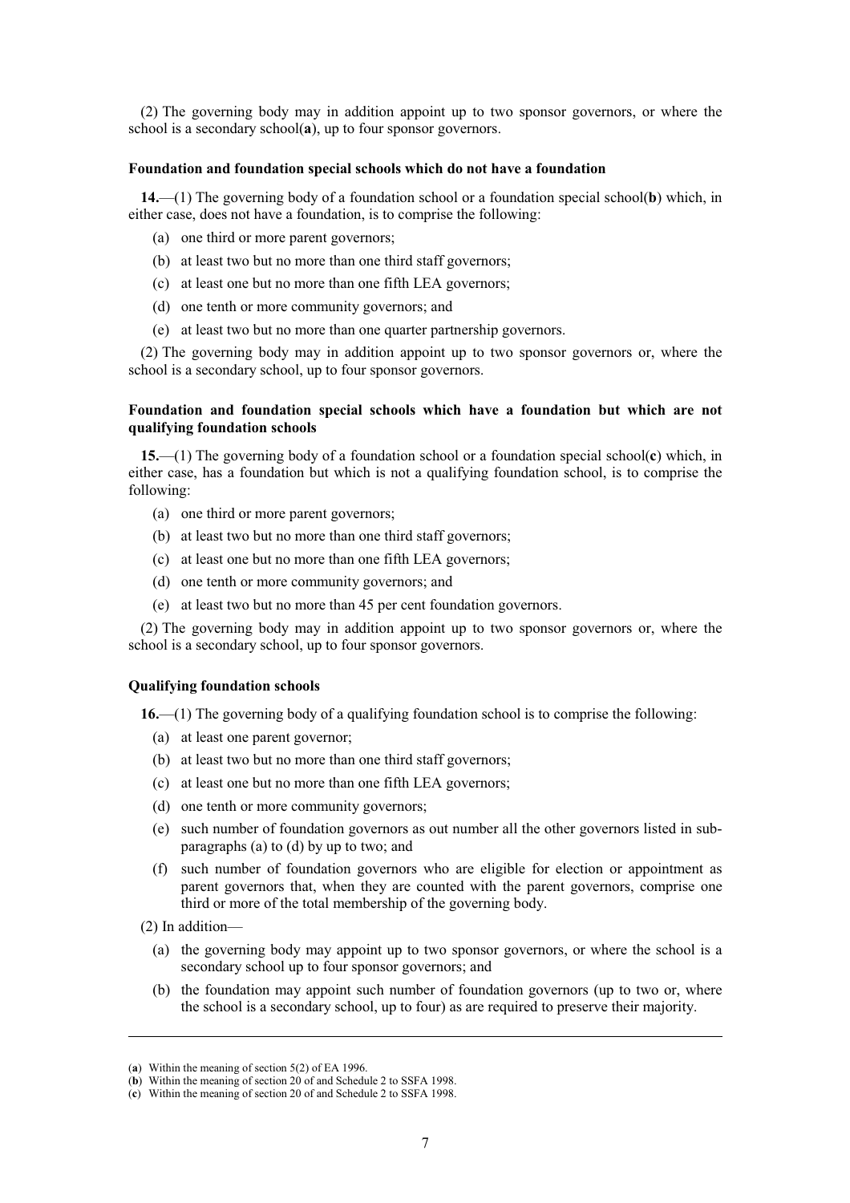(2) The governing body may in addition appoint up to two sponsor governors, or where the school is a secondary school([a]), up to four sponsor governors.

**Foundation and foundation special schools which do not have a foundation**

**14.**—(1) The governing body of a foundation school or a foundation special school([b]) which, in either case, does not have a foundation, is to comprise the following:

(a) one third or more parent governors;

(b) at least two but no more than one third staff governors;

(c) at least one but no more than one fifth LEA governors;

(d) one tenth or more community governors; and

(e) at least two but no more than one quarter partnership governors.

(2) The governing body may in addition appoint up to two sponsor governors or, where the school is a secondary school, up to four sponsor governors.

**Foundation and foundation special schools which have a foundation but which are not qualifying foundation schools**

**15.**—(1) The governing body of a foundation school or a foundation special school([c]) which, in either case, has a foundation but which is not a qualifying foundation school, is to comprise the following:

(a) one third or more parent governors;

(b) at least two but no more than one third staff governors;

(c) at least one but no more than one fifth LEA governors;

(d) one tenth or more community governors; and

(e) at least two but no more than 45 per cent foundation governors.

(2) The governing body may in addition appoint up to two sponsor governors or, where the school is a secondary school, up to four sponsor governors.

**Qualifying foundation schools**

**16.**—(1) The governing body of a qualifying foundation school is to comprise the following:

(a) at least one parent governor;

(b) at least two but no more than one third staff governors;

(c) at least one but no more than one fifth LEA governors;

(d) one tenth or more community governors;

(e) such number of foundation governors as out number all the other governors listed in sub-paragraphs (a) to (d) by up to two; and

(f) such number of foundation governors who are eligible for election or appointment as parent governors that, when they are counted with the parent governors, comprise one third or more of the total membership of the governing body.

(2) In addition—

(a) the governing body may appoint up to two sponsor governors, or where the school is a secondary school up to four sponsor governors; and

(b) the foundation may appoint such number of foundation governors (up to two or, where the school is a secondary school, up to four) as are required to preserve their majority.

---

(a) Within the meaning of section 5(2) of EA 1996.

(b) Within the meaning of section 20 of and Schedule 2 to SSFA 1998.

(c) Within the meaning of section 20 of and Schedule 2 to SSFA 1998.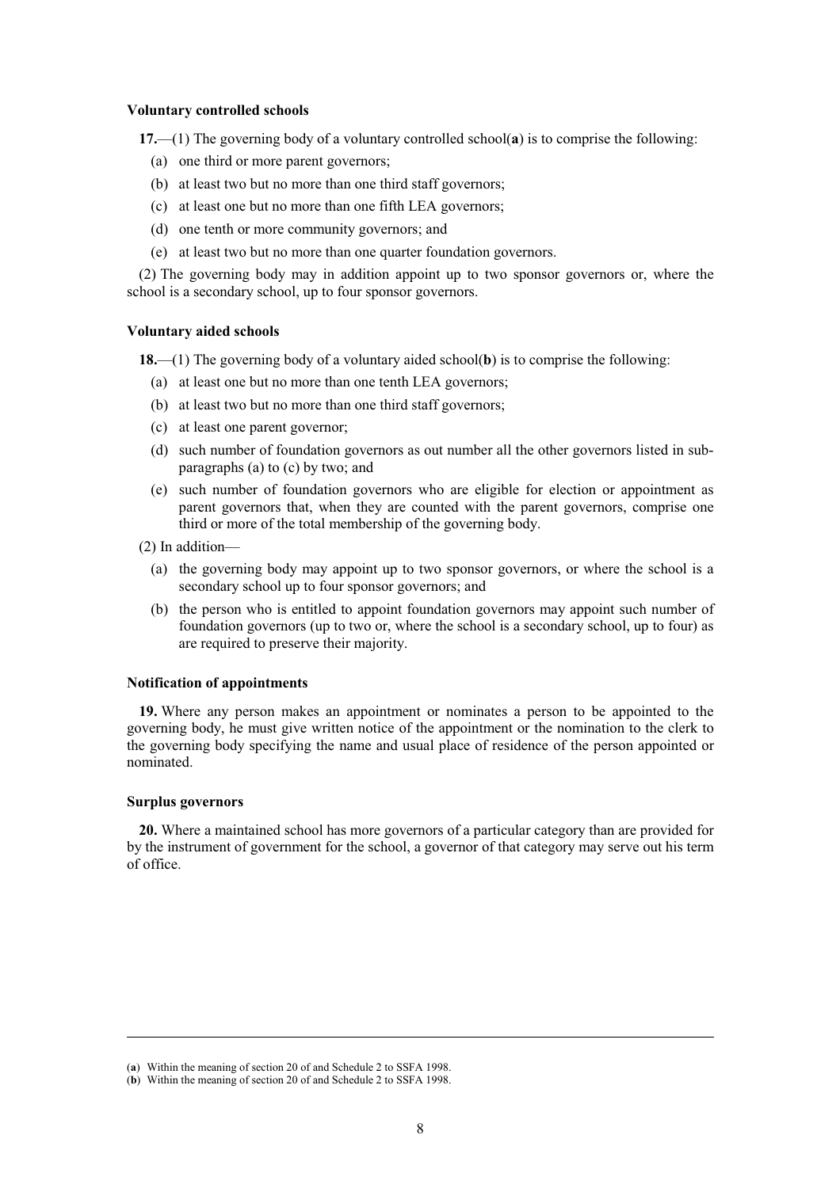**Voluntary controlled schools**

**17.**—(1) The governing body of a voluntary controlled school(**a**) is to comprise the following:

(a) one third or more parent governors;

(b) at least two but no more than one third staff governors;

(c) at least one but no more than one fifth LEA governors;

(d) one tenth or more community governors; and

(e) at least two but no more than one quarter foundation governors.

(2) The governing body may in addition appoint up to two sponsor governors or, where the school is a secondary school, up to four sponsor governors.

**Voluntary aided schools**

**18.**—(1) The governing body of a voluntary aided school(**b**) is to comprise the following:

(a) at least one but no more than one tenth LEA governors;

(b) at least two but no more than one third staff governors;

(c) at least one parent governor;

(d) such number of foundation governors as out number all the other governors listed in sub-paragraphs (a) to (c) by two; and

(e) such number of foundation governors who are eligible for election or appointment as parent governors that, when they are counted with the parent governors, comprise one third or more of the total membership of the governing body.

(2) In addition—

(a) the governing body may appoint up to two sponsor governors, or where the school is a secondary school up to four sponsor governors; and

(b) the person who is entitled to appoint foundation governors may appoint such number of foundation governors (up to two or, where the school is a secondary school, up to four) as are required to preserve their majority.

**Notification of appointments**

**19.** Where any person makes an appointment or nominates a person to be appointed to the governing body, he must give written notice of the appointment or the nomination to the clerk to the governing body specifying the name and usual place of residence of the person appointed or nominated.

**Surplus governors**

**20.** Where a maintained school has more governors of a particular category than are provided for by the instrument of government for the school, a governor of that category may serve out his term of office.

---

(**a**) Within the meaning of section 20 of and Schedule 2 to SSFA 1998.

(**b**) Within the meaning of section 20 of and Schedule 2 to SSFA 1998.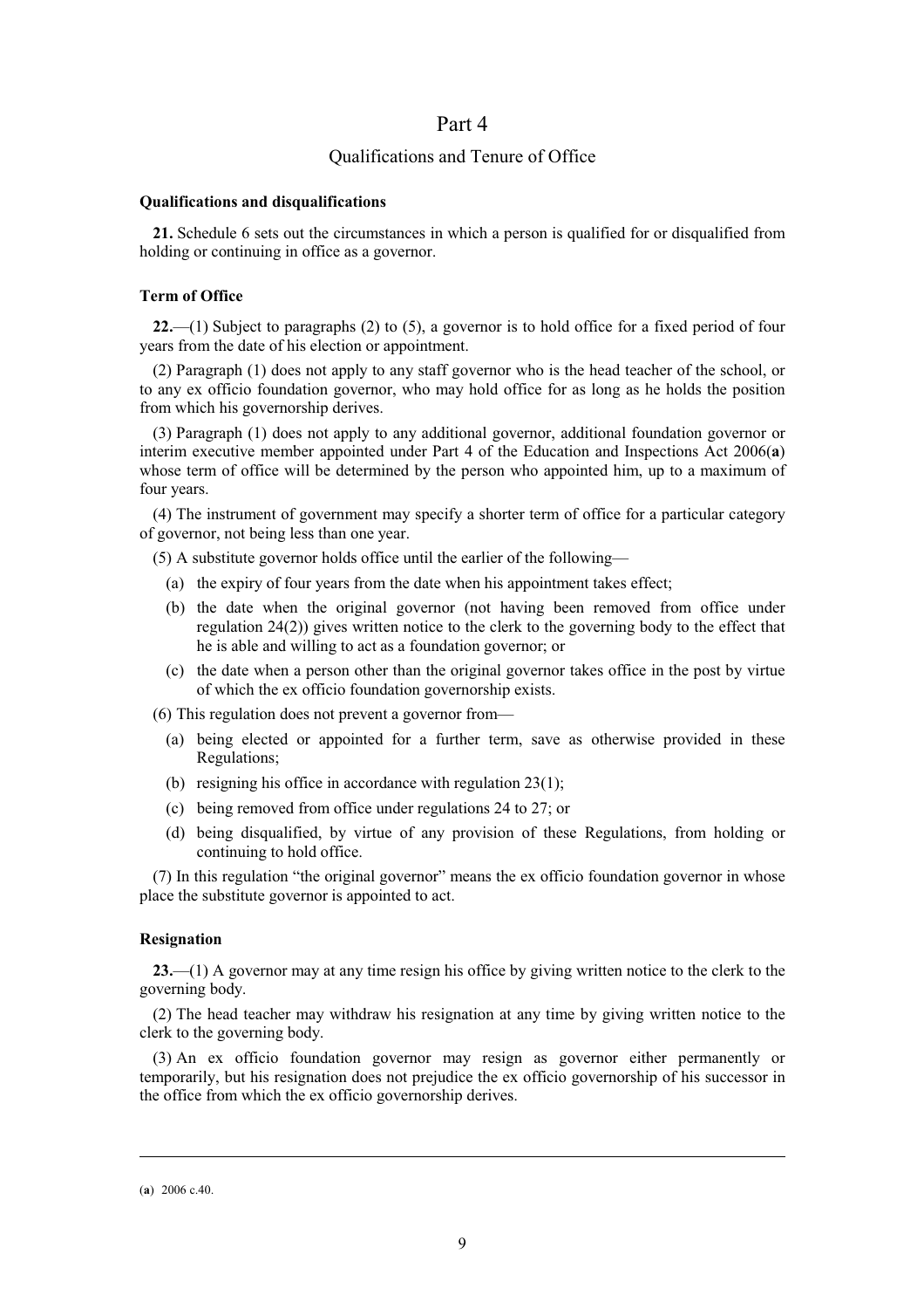# Part 4

## Qualifications and Tenure of Office

### Qualifications and disqualifications

**21.** Schedule 6 sets out the circumstances in which a person is qualified for or disqualified from holding or continuing in office as a governor.

### Term of Office

**22.**—(1) Subject to paragraphs (2) to (5), a governor is to hold office for a fixed period of four years from the date of his election or appointment.

(2) Paragraph (1) does not apply to any staff governor who is the head teacher of the school, or to any ex officio foundation governor, who may hold office for as long as he holds the position from which his governorship derives.

(3) Paragraph (1) does not apply to any additional governor, additional foundation governor or interim executive member appointed under Part 4 of the Education and Inspections Act 2006(**a**) whose term of office will be determined by the person who appointed him, up to a maximum of four years.

(4) The instrument of government may specify a shorter term of office for a particular category of governor, not being less than one year.

(5) A substitute governor holds office until the earlier of the following—

- (a) the expiry of four years from the date when his appointment takes effect;
- (b) the date when the original governor (not having been removed from office under regulation 24(2)) gives written notice to the clerk to the governing body to the effect that he is able and willing to act as a foundation governor; or
- (c) the date when a person other than the original governor takes office in the post by virtue of which the ex officio foundation governorship exists.

(6) This regulation does not prevent a governor from—

- (a) being elected or appointed for a further term, save as otherwise provided in these Regulations;
- (b) resigning his office in accordance with regulation 23(1);
- (c) being removed from office under regulations 24 to 27; or
- (d) being disqualified, by virtue of any provision of these Regulations, from holding or continuing to hold office.

(7) In this regulation "the original governor" means the ex officio foundation governor in whose place the substitute governor is appointed to act.

### Resignation

**23.**—(1) A governor may at any time resign his office by giving written notice to the clerk to the governing body.

(2) The head teacher may withdraw his resignation at any time by giving written notice to the clerk to the governing body.

(3) An ex officio foundation governor may resign as governor either permanently or temporarily, but his resignation does not prejudice the ex officio governorship of his successor in the office from which the ex officio governorship derives.

---

(**a**) 2006 c.40.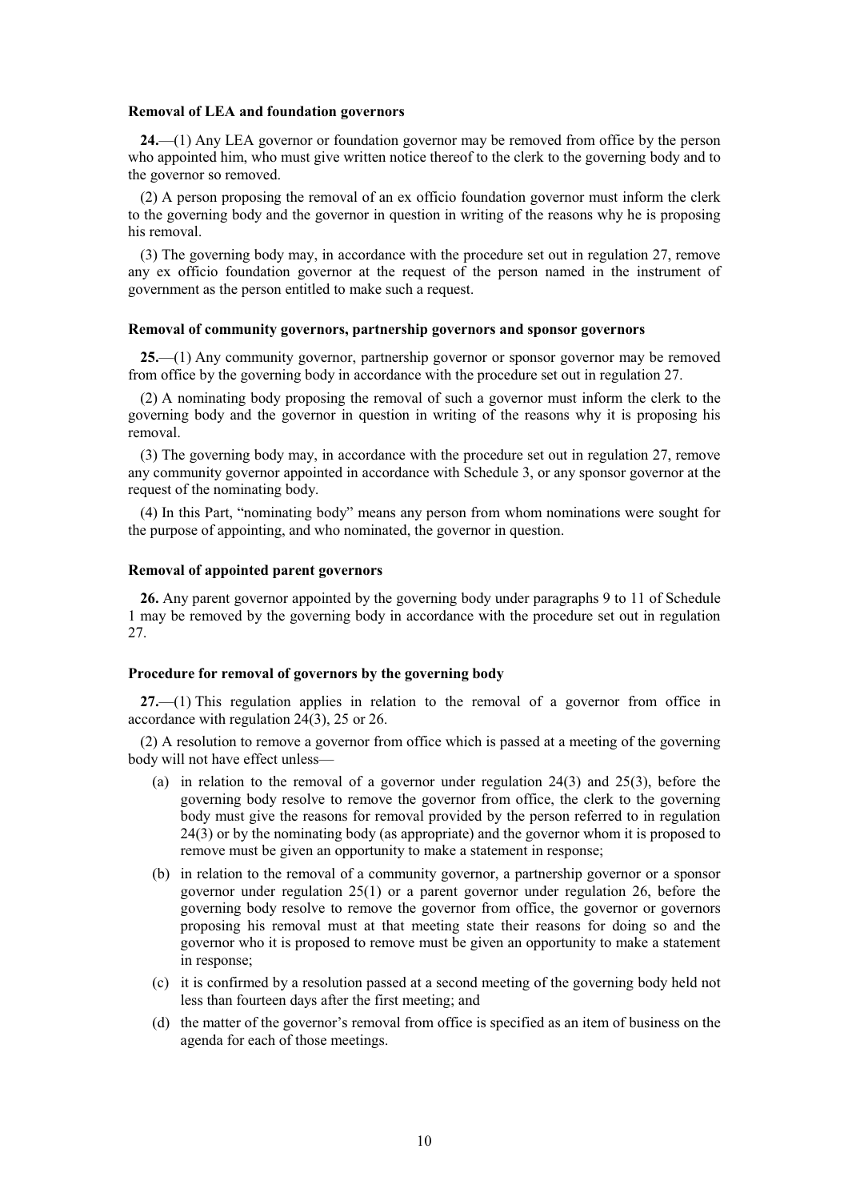**Removal of LEA and foundation governors**

**24.**—(1) Any LEA governor or foundation governor may be removed from office by the person who appointed him, who must give written notice thereof to the clerk to the governing body and to the governor so removed.

(2) A person proposing the removal of an ex officio foundation governor must inform the clerk to the governing body and the governor in question in writing of the reasons why he is proposing his removal.

(3) The governing body may, in accordance with the procedure set out in regulation 27, remove any ex officio foundation governor at the request of the person named in the instrument of government as the person entitled to make such a request.

**Removal of community governors, partnership governors and sponsor governors**

**25.**—(1) Any community governor, partnership governor or sponsor governor may be removed from office by the governing body in accordance with the procedure set out in regulation 27.

(2) A nominating body proposing the removal of such a governor must inform the clerk to the governing body and the governor in question in writing of the reasons why it is proposing his removal.

(3) The governing body may, in accordance with the procedure set out in regulation 27, remove any community governor appointed in accordance with Schedule 3, or any sponsor governor at the request of the nominating body.

(4) In this Part, "nominating body" means any person from whom nominations were sought for the purpose of appointing, and who nominated, the governor in question.

**Removal of appointed parent governors**

**26.** Any parent governor appointed by the governing body under paragraphs 9 to 11 of Schedule 1 may be removed by the governing body in accordance with the procedure set out in regulation 27.

**Procedure for removal of governors by the governing body**

**27.**—(1) This regulation applies in relation to the removal of a governor from office in accordance with regulation 24(3), 25 or 26.

(2) A resolution to remove a governor from office which is passed at a meeting of the governing body will not have effect unless—

(a) in relation to the removal of a governor under regulation 24(3) and 25(3), before the governing body resolve to remove the governor from office, the clerk to the governing body must give the reasons for removal provided by the person referred to in regulation 24(3) or by the nominating body (as appropriate) and the governor whom it is proposed to remove must be given an opportunity to make a statement in response;

(b) in relation to the removal of a community governor, a partnership governor or a sponsor governor under regulation 25(1) or a parent governor under regulation 26, before the governing body resolve to remove the governor from office, the governor or governors proposing his removal must at that meeting state their reasons for doing so and the governor who it is proposed to remove must be given an opportunity to make a statement in response;

(c) it is confirmed by a resolution passed at a second meeting of the governing body held not less than fourteen days after the first meeting; and

(d) the matter of the governor's removal from office is specified as an item of business on the agenda for each of those meetings.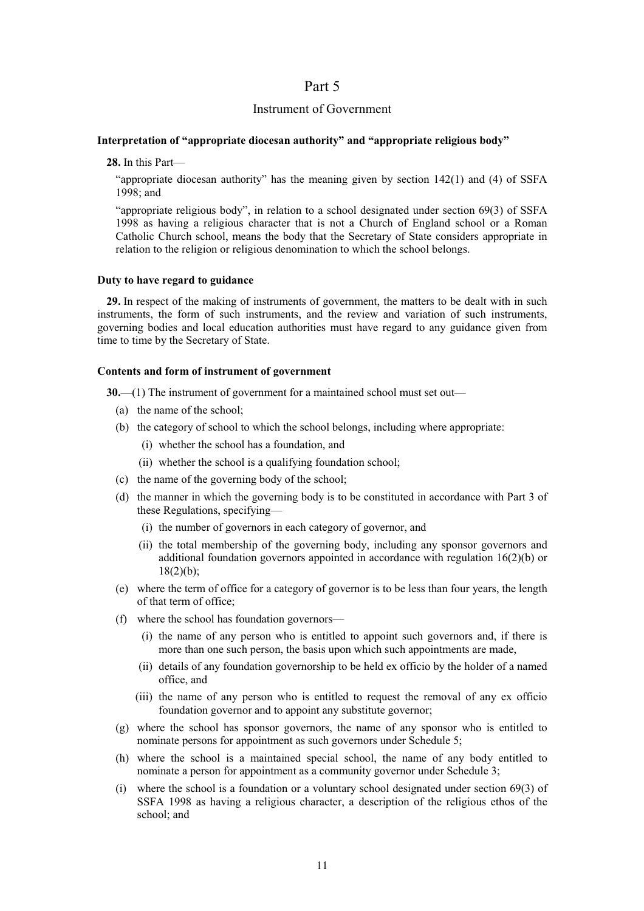# Part 5

## Instrument of Government

### Interpretation of "appropriate diocesan authority" and "appropriate religious body"

**28.** In this Part—

"appropriate diocesan authority" has the meaning given by section 142(1) and (4) of SSFA 1998; and

"appropriate religious body", in relation to a school designated under section 69(3) of SSFA 1998 as having a religious character that is not a Church of England school or a Roman Catholic Church school, means the body that the Secretary of State considers appropriate in relation to the religion or religious denomination to which the school belongs.

### Duty to have regard to guidance

**29.** In respect of the making of instruments of government, the matters to be dealt with in such instruments, the form of such instruments, and the review and variation of such instruments, governing bodies and local education authorities must have regard to any guidance given from time to time by the Secretary of State.

### Contents and form of instrument of government

**30.**—(1) The instrument of government for a maintained school must set out—

- (a) the name of the school;
- (b) the category of school to which the school belongs, including where appropriate:
  - (i) whether the school has a foundation, and
  - (ii) whether the school is a qualifying foundation school;
- (c) the name of the governing body of the school;
- (d) the manner in which the governing body is to be constituted in accordance with Part 3 of these Regulations, specifying—
  - (i) the number of governors in each category of governor, and
  - (ii) the total membership of the governing body, including any sponsor governors and additional foundation governors appointed in accordance with regulation 16(2)(b) or 18(2)(b);
- (e) where the term of office for a category of governor is to be less than four years, the length of that term of office;
- (f) where the school has foundation governors—
  - (i) the name of any person who is entitled to appoint such governors and, if there is more than one such person, the basis upon which such appointments are made,
  - (ii) details of any foundation governorship to be held ex officio by the holder of a named office, and
  - (iii) the name of any person who is entitled to request the removal of any ex officio foundation governor and to appoint any substitute governor;
- (g) where the school has sponsor governors, the name of any sponsor who is entitled to nominate persons for appointment as such governors under Schedule 5;
- (h) where the school is a maintained special school, the name of any body entitled to nominate a person for appointment as a community governor under Schedule 3;
- (i) where the school is a foundation or a voluntary school designated under section 69(3) of SSFA 1998 as having a religious character, a description of the religious ethos of the school; and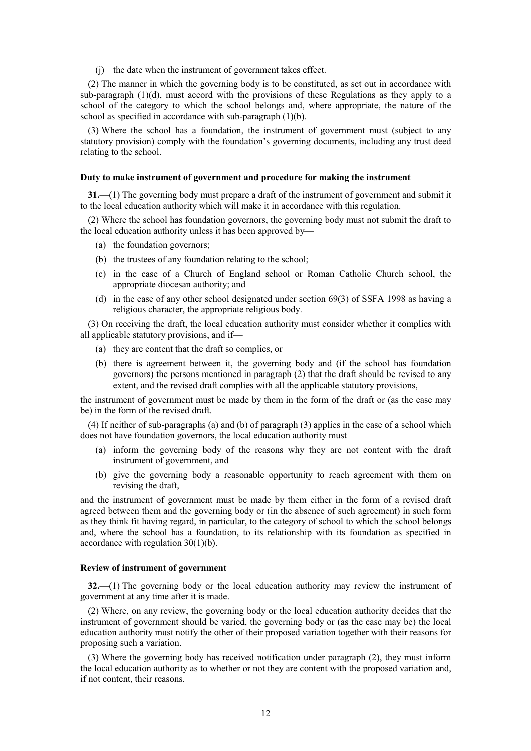(j) the date when the instrument of government takes effect.

(2) The manner in which the governing body is to be constituted, as set out in accordance with sub-paragraph (1)(d), must accord with the provisions of these Regulations as they apply to a school of the category to which the school belongs and, where appropriate, the nature of the school as specified in accordance with sub-paragraph (1)(b).

(3) Where the school has a foundation, the instrument of government must (subject to any statutory provision) comply with the foundation's governing documents, including any trust deed relating to the school.

**Duty to make instrument of government and procedure for making the instrument**

**31.**—(1) The governing body must prepare a draft of the instrument of government and submit it to the local education authority which will make it in accordance with this regulation.

(2) Where the school has foundation governors, the governing body must not submit the draft to the local education authority unless it has been approved by—

(a) the foundation governors;

(b) the trustees of any foundation relating to the school;

(c) in the case of a Church of England school or Roman Catholic Church school, the appropriate diocesan authority; and

(d) in the case of any other school designated under section 69(3) of SSFA 1998 as having a religious character, the appropriate religious body.

(3) On receiving the draft, the local education authority must consider whether it complies with all applicable statutory provisions, and if—

(a) they are content that the draft so complies, or

(b) there is agreement between it, the governing body and (if the school has foundation governors) the persons mentioned in paragraph (2) that the draft should be revised to any extent, and the revised draft complies with all the applicable statutory provisions,

the instrument of government must be made by them in the form of the draft or (as the case may be) in the form of the revised draft.

(4) If neither of sub-paragraphs (a) and (b) of paragraph (3) applies in the case of a school which does not have foundation governors, the local education authority must—

(a) inform the governing body of the reasons why they are not content with the draft instrument of government, and

(b) give the governing body a reasonable opportunity to reach agreement with them on revising the draft,

and the instrument of government must be made by them either in the form of a revised draft agreed between them and the governing body or (in the absence of such agreement) in such form as they think fit having regard, in particular, to the category of school to which the school belongs and, where the school has a foundation, to its relationship with its foundation as specified in accordance with regulation 30(1)(b).

**Review of instrument of government**

**32.**—(1) The governing body or the local education authority may review the instrument of government at any time after it is made.

(2) Where, on any review, the governing body or the local education authority decides that the instrument of government should be varied, the governing body or (as the case may be) the local education authority must notify the other of their proposed variation together with their reasons for proposing such a variation.

(3) Where the governing body has received notification under paragraph (2), they must inform the local education authority as to whether or not they are content with the proposed variation and, if not content, their reasons.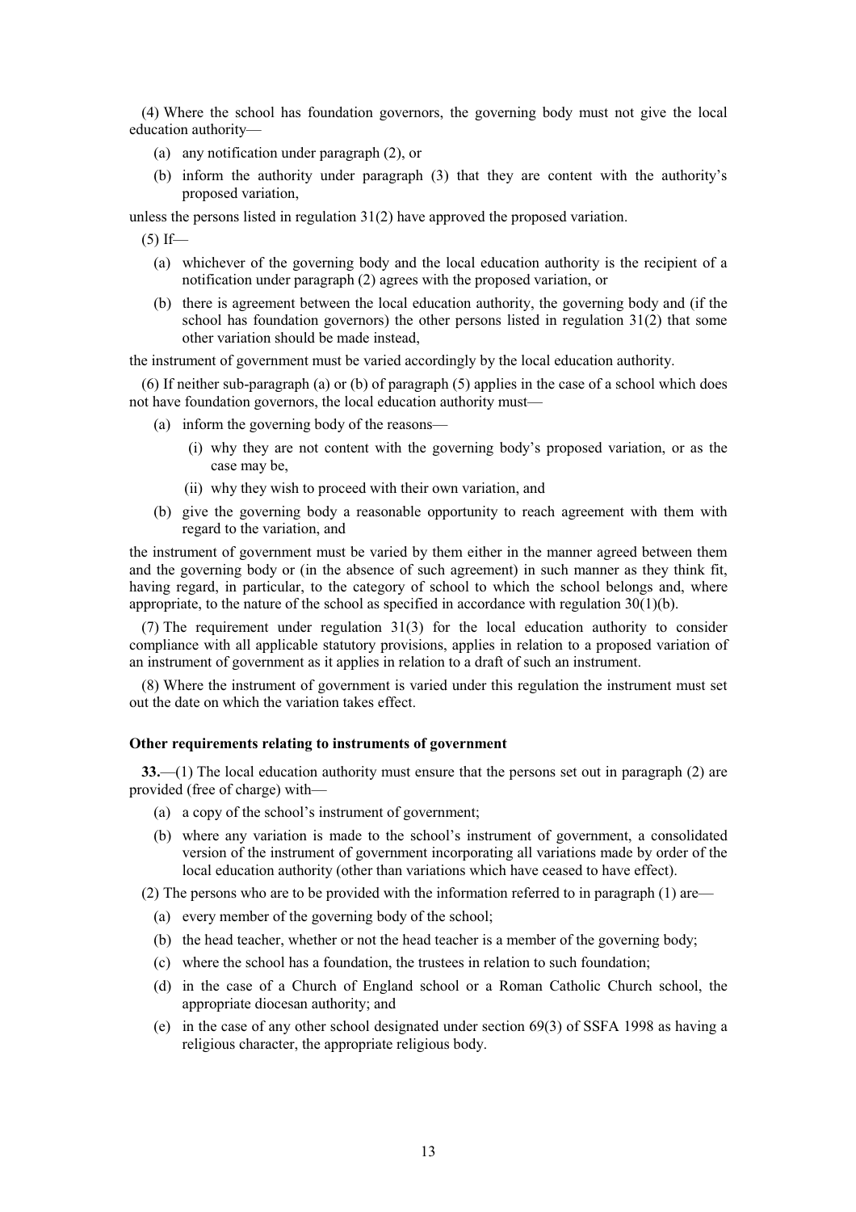(4) Where the school has foundation governors, the governing body must not give the local education authority—

- (a) any notification under paragraph (2), or
- (b) inform the authority under paragraph (3) that they are content with the authority's proposed variation,

unless the persons listed in regulation 31(2) have approved the proposed variation.

(5) If—

- (a) whichever of the governing body and the local education authority is the recipient of a notification under paragraph (2) agrees with the proposed variation, or
- (b) there is agreement between the local education authority, the governing body and (if the school has foundation governors) the other persons listed in regulation 31(2) that some other variation should be made instead,

the instrument of government must be varied accordingly by the local education authority.

(6) If neither sub-paragraph (a) or (b) of paragraph (5) applies in the case of a school which does not have foundation governors, the local education authority must—

- (a) inform the governing body of the reasons—
  - (i) why they are not content with the governing body's proposed variation, or as the case may be,
  - (ii) why they wish to proceed with their own variation, and
- (b) give the governing body a reasonable opportunity to reach agreement with them with regard to the variation, and

the instrument of government must be varied by them either in the manner agreed between them and the governing body or (in the absence of such agreement) in such manner as they think fit, having regard, in particular, to the category of school to which the school belongs and, where appropriate, to the nature of the school as specified in accordance with regulation 30(1)(b).

(7) The requirement under regulation 31(3) for the local education authority to consider compliance with all applicable statutory provisions, applies in relation to a proposed variation of an instrument of government as it applies in relation to a draft of such an instrument.

(8) Where the instrument of government is varied under this regulation the instrument must set out the date on which the variation takes effect.

**Other requirements relating to instruments of government**

**33.**—(1) The local education authority must ensure that the persons set out in paragraph (2) are provided (free of charge) with—

- (a) a copy of the school's instrument of government;
- (b) where any variation is made to the school's instrument of government, a consolidated version of the instrument of government incorporating all variations made by order of the local education authority (other than variations which have ceased to have effect).

(2) The persons who are to be provided with the information referred to in paragraph (1) are—

- (a) every member of the governing body of the school;
- (b) the head teacher, whether or not the head teacher is a member of the governing body;
- (c) where the school has a foundation, the trustees in relation to such foundation;
- (d) in the case of a Church of England school or a Roman Catholic Church school, the appropriate diocesan authority; and
- (e) in the case of any other school designated under section 69(3) of SSFA 1998 as having a religious character, the appropriate religious body.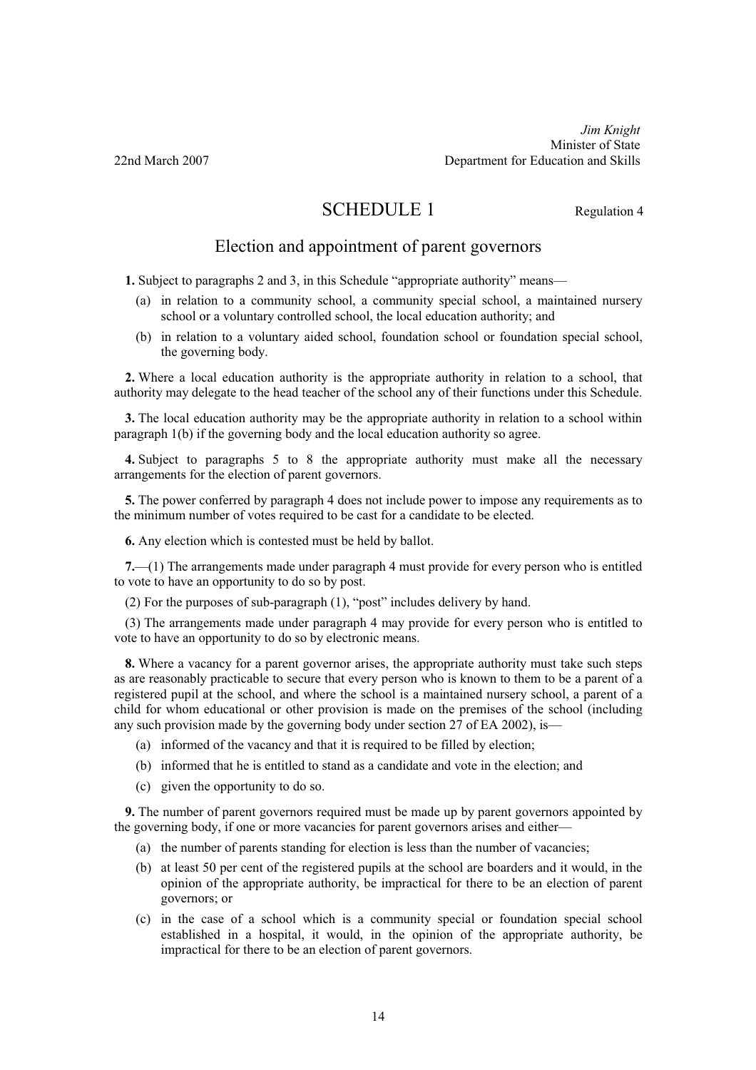*Jim Knight*
Minister of State
Department for Education and Skills

22nd March 2007

# SCHEDULE 1

Regulation 4

## Election and appointment of parent governors

**1.** Subject to paragraphs 2 and 3, in this Schedule "appropriate authority" means—

(a) in relation to a community school, a community special school, a maintained nursery school or a voluntary controlled school, the local education authority; and

(b) in relation to a voluntary aided school, foundation school or foundation special school, the governing body.

**2.** Where a local education authority is the appropriate authority in relation to a school, that authority may delegate to the head teacher of the school any of their functions under this Schedule.

**3.** The local education authority may be the appropriate authority in relation to a school within paragraph 1(b) if the governing body and the local education authority so agree.

**4.** Subject to paragraphs 5 to 8 the appropriate authority must make all the necessary arrangements for the election of parent governors.

**5.** The power conferred by paragraph 4 does not include power to impose any requirements as to the minimum number of votes required to be cast for a candidate to be elected.

**6.** Any election which is contested must be held by ballot.

**7.**—(1) The arrangements made under paragraph 4 must provide for every person who is entitled to vote to have an opportunity to do so by post.

(2) For the purposes of sub-paragraph (1), "post" includes delivery by hand.

(3) The arrangements made under paragraph 4 may provide for every person who is entitled to vote to have an opportunity to do so by electronic means.

**8.** Where a vacancy for a parent governor arises, the appropriate authority must take such steps as are reasonably practicable to secure that every person who is known to them to be a parent of a registered pupil at the school, and where the school is a maintained nursery school, a parent of a child for whom educational or other provision is made on the premises of the school (including any such provision made by the governing body under section 27 of EA 2002), is—

(a) informed of the vacancy and that it is required to be filled by election;

(b) informed that he is entitled to stand as a candidate and vote in the election; and

(c) given the opportunity to do so.

**9.** The number of parent governors required must be made up by parent governors appointed by the governing body, if one or more vacancies for parent governors arises and either—

(a) the number of parents standing for election is less than the number of vacancies;

(b) at least 50 per cent of the registered pupils at the school are boarders and it would, in the opinion of the appropriate authority, be impractical for there to be an election of parent governors; or

(c) in the case of a school which is a community special or foundation special school established in a hospital, it would, in the opinion of the appropriate authority, be impractical for there to be an election of parent governors.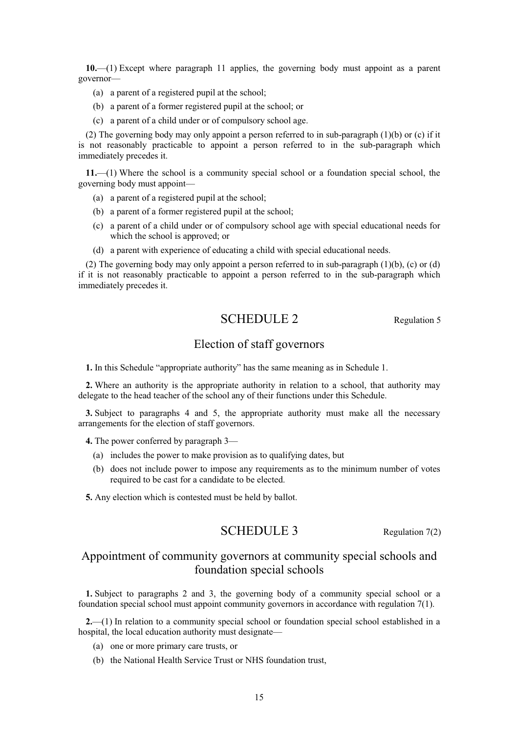**10.**—(1) Except where paragraph 11 applies, the governing body must appoint as a parent governor—

(a) a parent of a registered pupil at the school;

(b) a parent of a former registered pupil at the school; or

(c) a parent of a child under or of compulsory school age.

(2) The governing body may only appoint a person referred to in sub-paragraph (1)(b) or (c) if it is not reasonably practicable to appoint a person referred to in the sub-paragraph which immediately precedes it.

**11.**—(1) Where the school is a community special school or a foundation special school, the governing body must appoint—

(a) a parent of a registered pupil at the school;

(b) a parent of a former registered pupil at the school;

(c) a parent of a child under or of compulsory school age with special educational needs for which the school is approved; or

(d) a parent with experience of educating a child with special educational needs.

(2) The governing body may only appoint a person referred to in sub-paragraph (1)(b), (c) or (d) if it is not reasonably practicable to appoint a person referred to in the sub-paragraph which immediately precedes it.

## SCHEDULE 2

Regulation 5

### Election of staff governors

**1.** In this Schedule "appropriate authority" has the same meaning as in Schedule 1.

**2.** Where an authority is the appropriate authority in relation to a school, that authority may delegate to the head teacher of the school any of their functions under this Schedule.

**3.** Subject to paragraphs 4 and 5, the appropriate authority must make all the necessary arrangements for the election of staff governors.

**4.** The power conferred by paragraph 3—

(a) includes the power to make provision as to qualifying dates, but

(b) does not include power to impose any requirements as to the minimum number of votes required to be cast for a candidate to be elected.

**5.** Any election which is contested must be held by ballot.

## SCHEDULE 3

Regulation 7(2)

### Appointment of community governors at community special schools and foundation special schools

**1.** Subject to paragraphs 2 and 3, the governing body of a community special school or a foundation special school must appoint community governors in accordance with regulation 7(1).

**2.**—(1) In relation to a community special school or foundation special school established in a hospital, the local education authority must designate—

(a) one or more primary care trusts, or

(b) the National Health Service Trust or NHS foundation trust,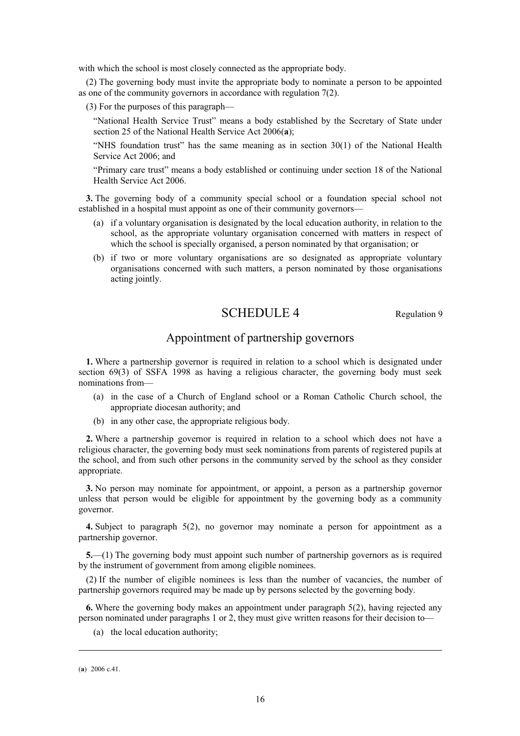with which the school is most closely connected as the appropriate body.

(2) The governing body must invite the appropriate body to nominate a person to be appointed as one of the community governors in accordance with regulation 7(2).

(3) For the purposes of this paragraph—

"National Health Service Trust" means a body established by the Secretary of State under section 25 of the National Health Service Act 2006(**a**);

"NHS foundation trust" has the same meaning as in section 30(1) of the National Health Service Act 2006; and

"Primary care trust" means a body established or continuing under section 18 of the National Health Service Act 2006.

**3.** The governing body of a community special school or a foundation special school not established in a hospital must appoint as one of their community governors—

(a) if a voluntary organisation is designated by the local education authority, in relation to the school, as the appropriate voluntary organisation concerned with matters in respect of which the school is specially organised, a person nominated by that organisation; or

(b) if two or more voluntary organisations are so designated as appropriate voluntary organisations concerned with such matters, a person nominated by those organisations acting jointly.

# SCHEDULE 4

Regulation 9

## Appointment of partnership governors

**1.** Where a partnership governor is required in relation to a school which is designated under section 69(3) of SSFA 1998 as having a religious character, the governing body must seek nominations from—

(a) in the case of a Church of England school or a Roman Catholic Church school, the appropriate diocesan authority; and

(b) in any other case, the appropriate religious body.

**2.** Where a partnership governor is required in relation to a school which does not have a religious character, the governing body must seek nominations from parents of registered pupils at the school, and from such other persons in the community served by the school as they consider appropriate.

**3.** No person may nominate for appointment, or appoint, a person as a partnership governor unless that person would be eligible for appointment by the governing body as a community governor.

**4.** Subject to paragraph 5(2), no governor may nominate a person for appointment as a partnership governor.

**5.**—(1) The governing body must appoint such number of partnership governors as is required by the instrument of government from among eligible nominees.

(2) If the number of eligible nominees is less than the number of vacancies, the number of partnership governors required may be made up by persons selected by the governing body.

**6.** Where the governing body makes an appointment under paragraph 5(2), having rejected any person nominated under paragraphs 1 or 2, they must give written reasons for their decision to—

(a) the local education authority;

---

(**a**) 2006 c.41.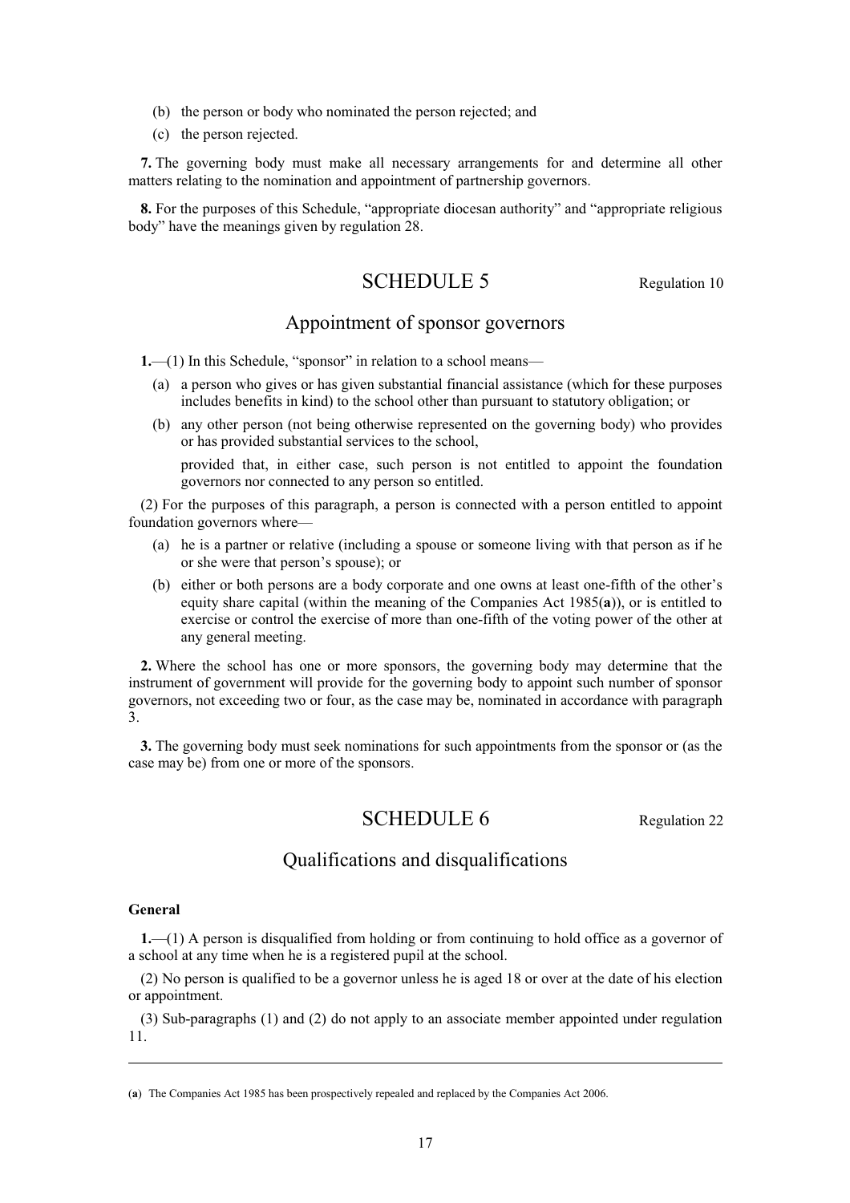(b) the person or body who nominated the person rejected; and

(c) the person rejected.

**7.** The governing body must make all necessary arrangements for and determine all other matters relating to the nomination and appointment of partnership governors.

**8.** For the purposes of this Schedule, "appropriate diocesan authority" and "appropriate religious body" have the meanings given by regulation 28.

## SCHEDULE 5

Regulation 10

## Appointment of sponsor governors

**1.**—(1) In this Schedule, "sponsor" in relation to a school means—

(a) a person who gives or has given substantial financial assistance (which for these purposes includes benefits in kind) to the school other than pursuant to statutory obligation; or

(b) any other person (not being otherwise represented on the governing body) who provides or has provided substantial services to the school,

provided that, in either case, such person is not entitled to appoint the foundation governors nor connected to any person so entitled.

(2) For the purposes of this paragraph, a person is connected with a person entitled to appoint foundation governors where—

(a) he is a partner or relative (including a spouse or someone living with that person as if he or she were that person's spouse); or

(b) either or both persons are a body corporate and one owns at least one-fifth of the other's equity share capital (within the meaning of the Companies Act 1985(**a**)), or is entitled to exercise or control the exercise of more than one-fifth of the voting power of the other at any general meeting.

**2.** Where the school has one or more sponsors, the governing body may determine that the instrument of government will provide for the governing body to appoint such number of sponsor governors, not exceeding two or four, as the case may be, nominated in accordance with paragraph 3.

**3.** The governing body must seek nominations for such appointments from the sponsor or (as the case may be) from one or more of the sponsors.

## SCHEDULE 6

Regulation 22

## Qualifications and disqualifications

**General**

**1.**—(1) A person is disqualified from holding or from continuing to hold office as a governor of a school at any time when he is a registered pupil at the school.

(2) No person is qualified to be a governor unless he is aged 18 or over at the date of his election or appointment.

(3) Sub-paragraphs (1) and (2) do not apply to an associate member appointed under regulation 11.

---

(**a**) The Companies Act 1985 has been prospectively repealed and replaced by the Companies Act 2006.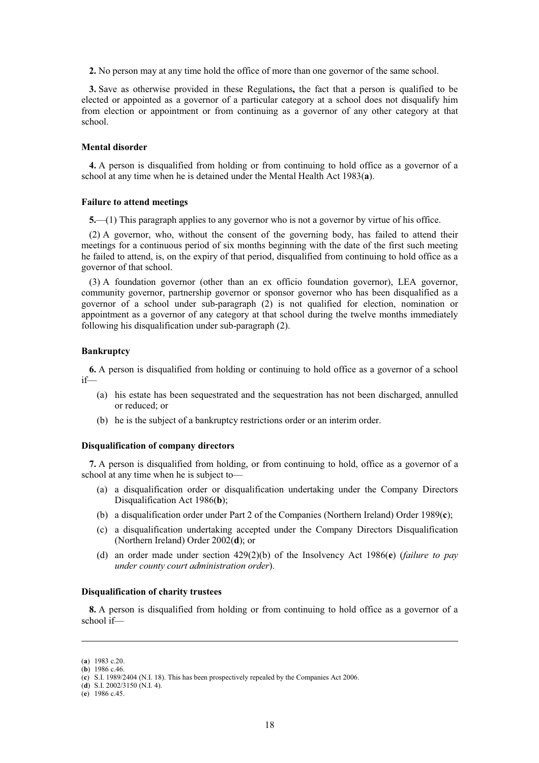**2.** No person may at any time hold the office of more than one governor of the same school.

**3.** Save as otherwise provided in these Regulations**,** the fact that a person is qualified to be elected or appointed as a governor of a particular category at a school does not disqualify him from election or appointment or from continuing as a governor of any other category at that school.

**Mental disorder**

**4.** A person is disqualified from holding or from continuing to hold office as a governor of a school at any time when he is detained under the Mental Health Act 1983(**a**).

**Failure to attend meetings**

**5.**—(1) This paragraph applies to any governor who is not a governor by virtue of his office.

(2) A governor, who, without the consent of the governing body, has failed to attend their meetings for a continuous period of six months beginning with the date of the first such meeting he failed to attend, is, on the expiry of that period, disqualified from continuing to hold office as a governor of that school.

(3) A foundation governor (other than an ex officio foundation governor), LEA governor, community governor, partnership governor or sponsor governor who has been disqualified as a governor of a school under sub-paragraph (2) is not qualified for election, nomination or appointment as a governor of any category at that school during the twelve months immediately following his disqualification under sub-paragraph (2).

**Bankruptcy**

**6.** A person is disqualified from holding or continuing to hold office as a governor of a school if—

(a) his estate has been sequestrated and the sequestration has not been discharged, annulled or reduced; or

(b) he is the subject of a bankruptcy restrictions order or an interim order.

**Disqualification of company directors**

**7.** A person is disqualified from holding, or from continuing to hold, office as a governor of a school at any time when he is subject to—

(a) a disqualification order or disqualification undertaking under the Company Directors Disqualification Act 1986(**b**);

(b) a disqualification order under Part 2 of the Companies (Northern Ireland) Order 1989(**c**);

(c) a disqualification undertaking accepted under the Company Directors Disqualification (Northern Ireland) Order 2002(**d**); or

(d) an order made under section 429(2)(b) of the Insolvency Act 1986(**e**) (*failure to pay under county court administration order*).

**Disqualification of charity trustees**

**8.** A person is disqualified from holding or from continuing to hold office as a governor of a school if—

---

(**a**) 1983 c.20.
(**b**) 1986 c.46.
(**c**) S.I. 1989/2404 (N.I. 18). This has been prospectively repealed by the Companies Act 2006.
(**d**) S.I. 2002/3150 (N.I. 4).
(**e**) 1986 c.45.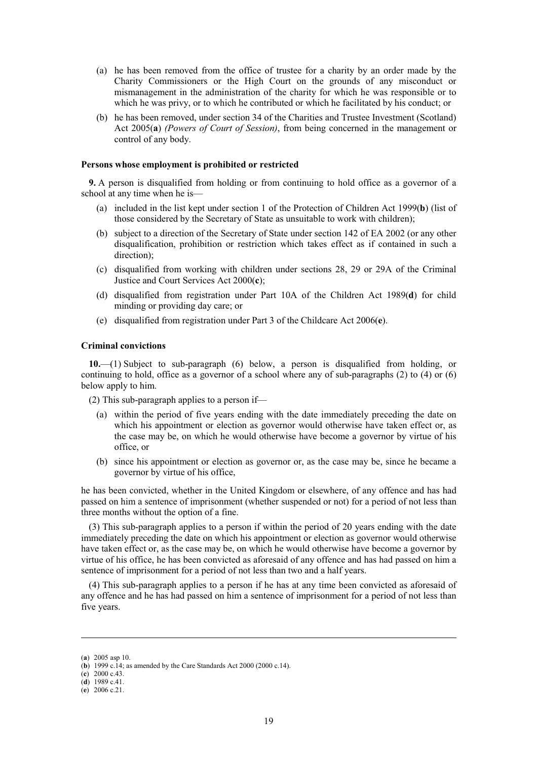(a) he has been removed from the office of trustee for a charity by an order made by the Charity Commissioners or the High Court on the grounds of any misconduct or mismanagement in the administration of the charity for which he was responsible or to which he was privy, or to which he contributed or which he facilitated by his conduct; or

(b) he has been removed, under section 34 of the Charities and Trustee Investment (Scotland) Act 2005(**a**) *(Powers of Court of Session)*, from being concerned in the management or control of any body.

**Persons whose employment is prohibited or restricted**

**9.** A person is disqualified from holding or from continuing to hold office as a governor of a school at any time when he is—

(a) included in the list kept under section 1 of the Protection of Children Act 1999(**b**) (list of those considered by the Secretary of State as unsuitable to work with children);

(b) subject to a direction of the Secretary of State under section 142 of EA 2002 (or any other disqualification, prohibition or restriction which takes effect as if contained in such a direction);

(c) disqualified from working with children under sections 28, 29 or 29A of the Criminal Justice and Court Services Act 2000(**c**);

(d) disqualified from registration under Part 10A of the Children Act 1989(**d**) for child minding or providing day care; or

(e) disqualified from registration under Part 3 of the Childcare Act 2006(**e**).

**Criminal convictions**

**10.**—(1) Subject to sub-paragraph (6) below, a person is disqualified from holding, or continuing to hold, office as a governor of a school where any of sub-paragraphs (2) to (4) or (6) below apply to him.

(2) This sub-paragraph applies to a person if—

(a) within the period of five years ending with the date immediately preceding the date on which his appointment or election as governor would otherwise have taken effect or, as the case may be, on which he would otherwise have become a governor by virtue of his office, or

(b) since his appointment or election as governor or, as the case may be, since he became a governor by virtue of his office,

he has been convicted, whether in the United Kingdom or elsewhere, of any offence and has had passed on him a sentence of imprisonment (whether suspended or not) for a period of not less than three months without the option of a fine.

(3) This sub-paragraph applies to a person if within the period of 20 years ending with the date immediately preceding the date on which his appointment or election as governor would otherwise have taken effect or, as the case may be, on which he would otherwise have become a governor by virtue of his office, he has been convicted as aforesaid of any offence and has had passed on him a sentence of imprisonment for a period of not less than two and a half years.

(4) This sub-paragraph applies to a person if he has at any time been convicted as aforesaid of any offence and he has had passed on him a sentence of imprisonment for a period of not less than five years.

---

(**a**) 2005 asp 10.
(**b**) 1999 c.14; as amended by the Care Standards Act 2000 (2000 c.14).
(**c**) 2000 c.43.
(**d**) 1989 c.41.
(**e**) 2006 c.21.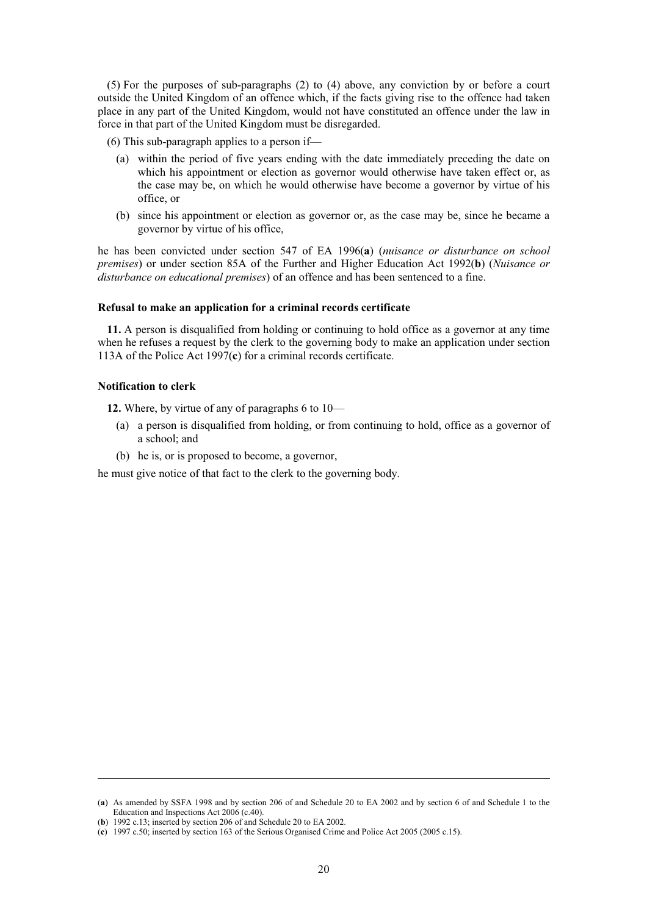(5) For the purposes of sub-paragraphs (2) to (4) above, any conviction by or before a court outside the United Kingdom of an offence which, if the facts giving rise to the offence had taken place in any part of the United Kingdom, would not have constituted an offence under the law in force in that part of the United Kingdom must be disregarded.

(6) This sub-paragraph applies to a person if—

(a) within the period of five years ending with the date immediately preceding the date on which his appointment or election as governor would otherwise have taken effect or, as the case may be, on which he would otherwise have become a governor by virtue of his office, or

(b) since his appointment or election as governor or, as the case may be, since he became a governor by virtue of his office,

he has been convicted under section 547 of EA 1996(**a**) (*nuisance or disturbance on school premises*) or under section 85A of the Further and Higher Education Act 1992(**b**) (*Nuisance or disturbance on educational premises*) of an offence and has been sentenced to a fine.

**Refusal to make an application for a criminal records certificate**

**11.** A person is disqualified from holding or continuing to hold office as a governor at any time when he refuses a request by the clerk to the governing body to make an application under section 113A of the Police Act 1997(**c**) for a criminal records certificate.

**Notification to clerk**

**12.** Where, by virtue of any of paragraphs 6 to 10—

(a) a person is disqualified from holding, or from continuing to hold, office as a governor of a school; and

(b) he is, or is proposed to become, a governor,

he must give notice of that fact to the clerk to the governing body.

---

(**a**) As amended by SSFA 1998 and by section 206 of and Schedule 20 to EA 2002 and by section 6 of and Schedule 1 to the Education and Inspections Act 2006 (c.40).

(**b**) 1992 c.13; inserted by section 206 of and Schedule 20 to EA 2002.

(**c**) 1997 c.50; inserted by section 163 of the Serious Organised Crime and Police Act 2005 (2005 c.15).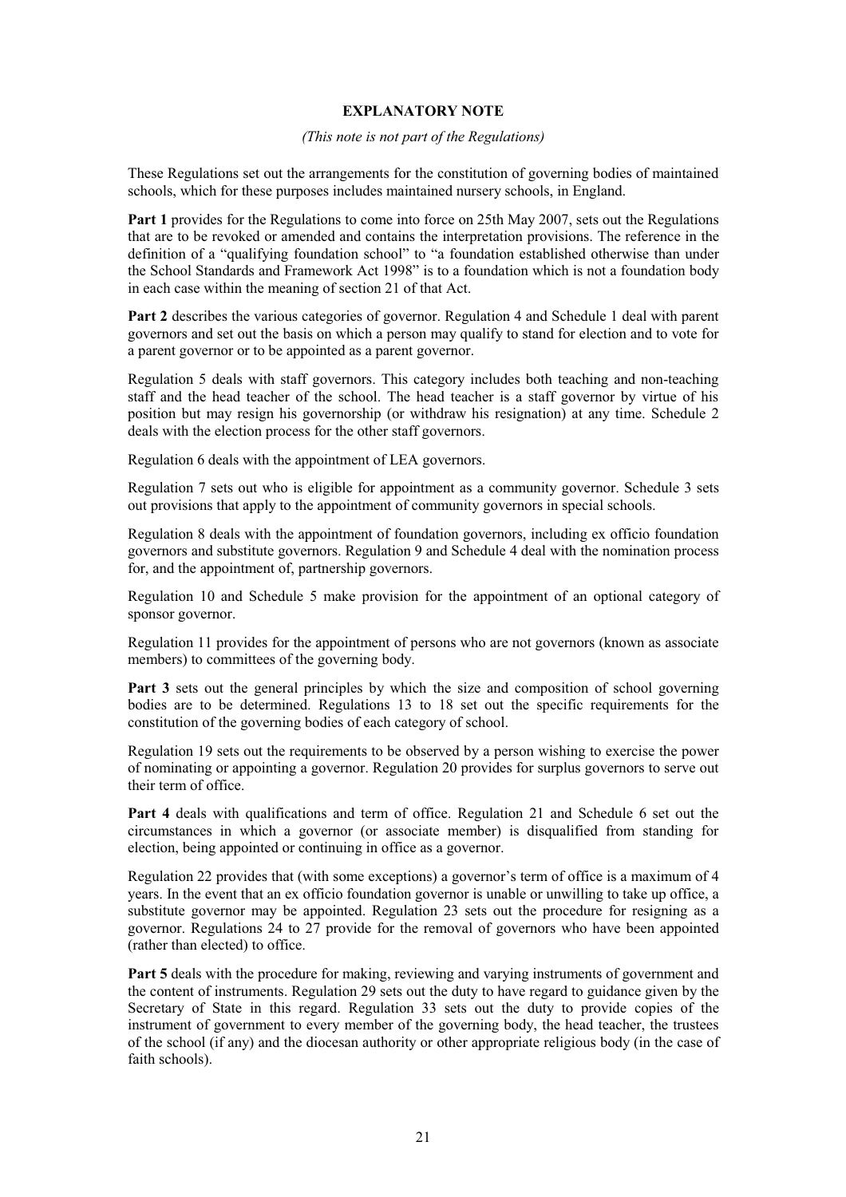**EXPLANATORY NOTE**

*(This note is not part of the Regulations)*

These Regulations set out the arrangements for the constitution of governing bodies of maintained schools, which for these purposes includes maintained nursery schools, in England.

**Part 1** provides for the Regulations to come into force on 25th May 2007, sets out the Regulations that are to be revoked or amended and contains the interpretation provisions. The reference in the definition of a "qualifying foundation school" to "a foundation established otherwise than under the School Standards and Framework Act 1998" is to a foundation which is not a foundation body in each case within the meaning of section 21 of that Act.

**Part 2** describes the various categories of governor. Regulation 4 and Schedule 1 deal with parent governors and set out the basis on which a person may qualify to stand for election and to vote for a parent governor or to be appointed as a parent governor.

Regulation 5 deals with staff governors. This category includes both teaching and non-teaching staff and the head teacher of the school. The head teacher is a staff governor by virtue of his position but may resign his governorship (or withdraw his resignation) at any time. Schedule 2 deals with the election process for the other staff governors.

Regulation 6 deals with the appointment of LEA governors.

Regulation 7 sets out who is eligible for appointment as a community governor. Schedule 3 sets out provisions that apply to the appointment of community governors in special schools.

Regulation 8 deals with the appointment of foundation governors, including ex officio foundation governors and substitute governors. Regulation 9 and Schedule 4 deal with the nomination process for, and the appointment of, partnership governors.

Regulation 10 and Schedule 5 make provision for the appointment of an optional category of sponsor governor.

Regulation 11 provides for the appointment of persons who are not governors (known as associate members) to committees of the governing body.

**Part 3** sets out the general principles by which the size and composition of school governing bodies are to be determined. Regulations 13 to 18 set out the specific requirements for the constitution of the governing bodies of each category of school.

Regulation 19 sets out the requirements to be observed by a person wishing to exercise the power of nominating or appointing a governor. Regulation 20 provides for surplus governors to serve out their term of office.

**Part 4** deals with qualifications and term of office. Regulation 21 and Schedule 6 set out the circumstances in which a governor (or associate member) is disqualified from standing for election, being appointed or continuing in office as a governor.

Regulation 22 provides that (with some exceptions) a governor's term of office is a maximum of 4 years. In the event that an ex officio foundation governor is unable or unwilling to take up office, a substitute governor may be appointed. Regulation 23 sets out the procedure for resigning as a governor. Regulations 24 to 27 provide for the removal of governors who have been appointed (rather than elected) to office.

**Part 5** deals with the procedure for making, reviewing and varying instruments of government and the content of instruments. Regulation 29 sets out the duty to have regard to guidance given by the Secretary of State in this regard. Regulation 33 sets out the duty to provide copies of the instrument of government to every member of the governing body, the head teacher, the trustees of the school (if any) and the diocesan authority or other appropriate religious body (in the case of faith schools).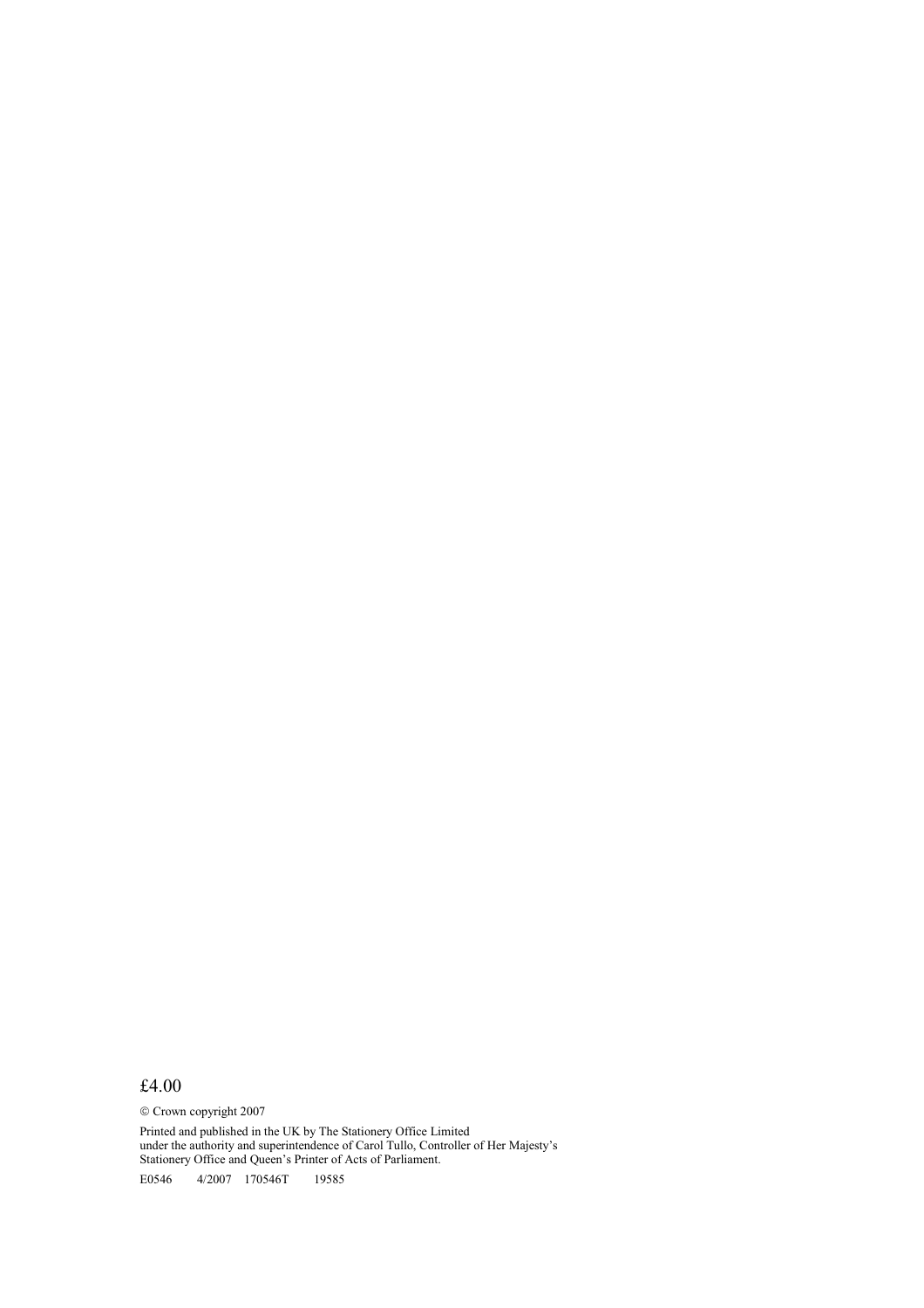£4.00

© Crown copyright 2007

Printed and published in the UK by The Stationery Office Limited
under the authority and superintendence of Carol Tullo, Controller of Her Majesty's
Stationery Office and Queen's Printer of Acts of Parliament.

E0546 4/2007 170546T 19585